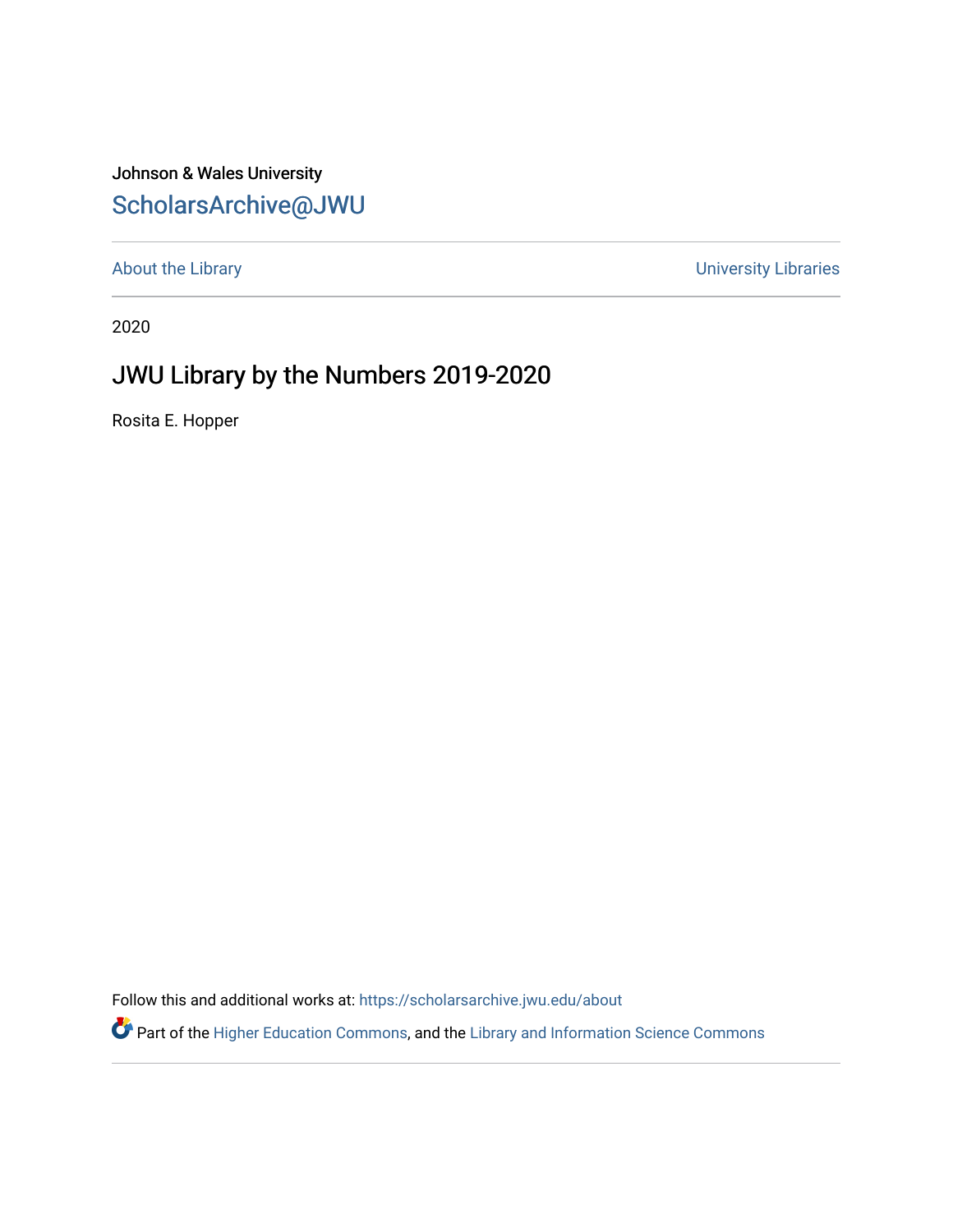Johnson & Wales University

ScholarsArchive@JWU

About the Library | University Libraries

2020

# JWU Library by the Numbers 2019-2020

Rosita E. Hopper

Follow this and additional works at: https://scholarsarchive.jwu.edu/about

Part of the Higher Education Commons, and the Library and Information Science Commons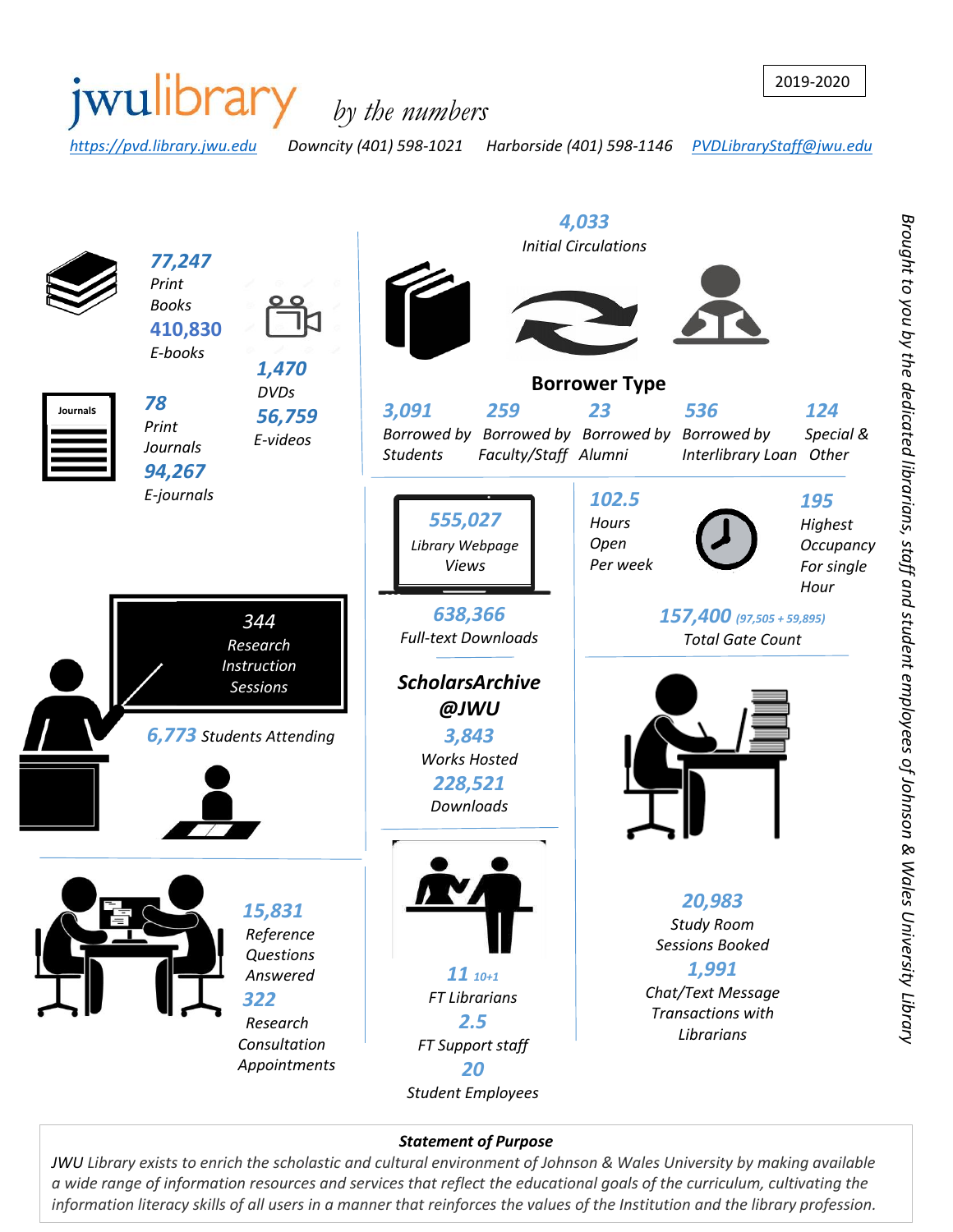# jwulibrary *by the numbers*

**2019-2020**

[https://pvd.library.jwu.edu](https://pvd.library.jwu.edu) Downcity (401) 598-1021 Harborside (401) 598-1146 [PVDLibraryStaff@jwu.edu](mailto:PVDLibraryStaff@jwu.edu)

**77,247** Print Books

**410,830** E-books

**1,470** DVDs

**56,759** E-videos

**78** Print Journals

**94,267** E-journals

**4,033** Initial Circulations

## Borrower Type

| 3,091 | 259 | 23 | 536 | 124 |
|---|---|---|---|---|
| Borrowed by Students | Borrowed by Faculty/Staff | Borrowed by Alumni | Borrowed by Interlibrary Loan | Special & Other |

**555,027** Library Webpage Views

**638,366** Full-text Downloads

**102.5** Hours Open Per week

**195** Highest Occupancy For single Hour

**157,400** (97,505 + 59,895) Total Gate Count

**344** Research Instruction Sessions

**6,773** Students Attending

**ScholarsArchive @JWU**

**3,843** Works Hosted

**228,521** Downloads

**15,831** Reference Questions Answered

**322** Research Consultation Appointments

**11** 10+1 FT Librarians

**2.5** FT Support staff

**20** Student Employees

**20,983** Study Room Sessions Booked

**1,991** Chat/Text Message Transactions with Librarians

*Brought to you by the dedicated librarians, staff and student employees of Johnson & Wales University Library*

**Statement of Purpose**

*JWU Library exists to enrich the scholastic and cultural environment of Johnson & Wales University by making available a wide range of information resources and services that reflect the educational goals of the curriculum, cultivating the information literacy skills of all users in a manner that reinforces the values of the Institution and the library profession.*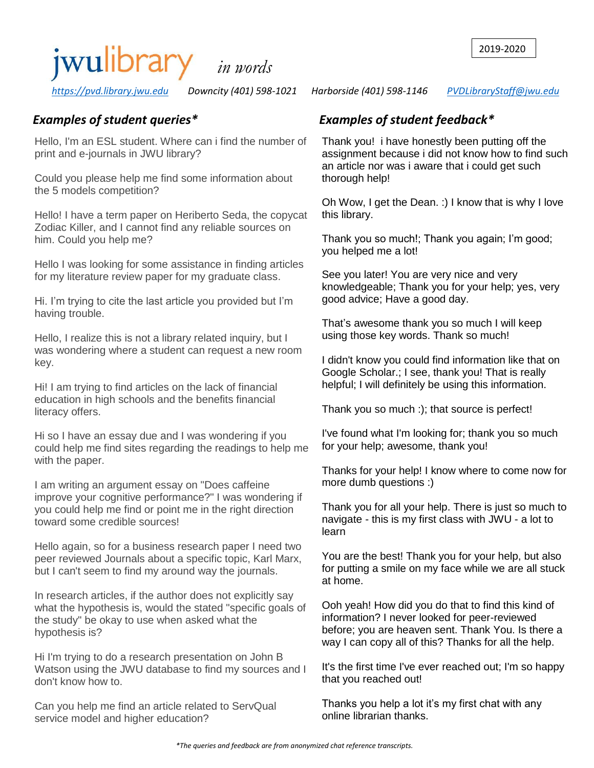jwulibrary *in words*

2019-2020

*https://pvd.library.jwu.edu* *Downcity (401) 598-1021* *Harborside (401) 598-1146* *PVDLibraryStaff@jwu.edu*

## *Examples of student queries**

Hello, I'm an ESL student. Where can i find the number of print and e-journals in JWU library?

Could you please help me find some information about the 5 models competition?

Hello! I have a term paper on Heriberto Seda, the copycat Zodiac Killer, and I cannot find any reliable sources on him. Could you help me?

Hello I was looking for some assistance in finding articles for my literature review paper for my graduate class.

Hi. I'm trying to cite the last article you provided but I'm having trouble.

Hello, I realize this is not a library related inquiry, but I was wondering where a student can request a new room key.

Hi! I am trying to find articles on the lack of financial education in high schools and the benefits financial literacy offers.

Hi so I have an essay due and I was wondering if you could help me find sites regarding the readings to help me with the paper.

I am writing an argument essay on "Does caffeine improve your cognitive performance?" I was wondering if you could help me find or point me in the right direction toward some credible sources!

Hello again, so for a business research paper I need two peer reviewed Journals about a specific topic, Karl Marx, but I can't seem to find my around way the journals.

In research articles, if the author does not explicitly say what the hypothesis is, would the stated "specific goals of the study" be okay to use when asked what the hypothesis is?

Hi I'm trying to do a research presentation on John B Watson using the JWU database to find my sources and I don't know how to.

Can you help me find an article related to ServQual service model and higher education?

## *Examples of student feedback**

Thank you! i have honestly been putting off the assignment because i did not know how to find such an article nor was i aware that i could get such thorough help!

Oh Wow, I get the Dean. :) I know that is why I love this library.

Thank you so much!; Thank you again; I'm good; you helped me a lot!

See you later! You are very nice and very knowledgeable; Thank you for your help; yes, very good advice; Have a good day.

That's awesome thank you so much I will keep using those key words. Thank so much!

I didn't know you could find information like that on Google Scholar.; I see, thank you! That is really helpful; I will definitely be using this information.

Thank you so much :); that source is perfect!

I've found what I'm looking for; thank you so much for your help; awesome, thank you!

Thanks for your help! I know where to come now for more dumb questions :)

Thank you for all your help. There is just so much to navigate - this is my first class with JWU - a lot to learn

You are the best! Thank you for your help, but also for putting a smile on my face while we are all stuck at home.

Ooh yeah! How did you do that to find this kind of information? I never looked for peer-reviewed before; you are heaven sent. Thank You. Is there a way I can copy all of this? Thanks for all the help.

It's the first time I've ever reached out; I'm so happy that you reached out!

Thanks you help a lot it's my first chat with any online librarian thanks.

*\*The queries and feedback are from anonymized chat reference transcripts.*